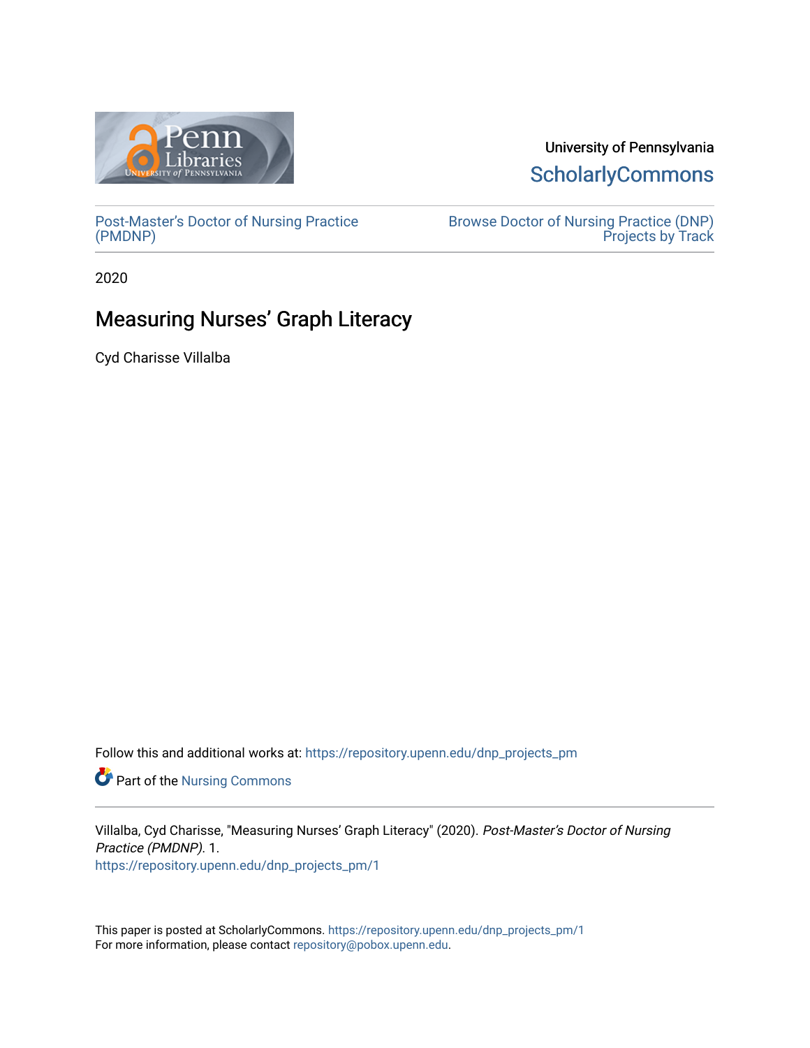University of Pennsylvania
ScholarlyCommons

Post-Master's Doctor of Nursing Practice (PMDNP)

Browse Doctor of Nursing Practice (DNP) Projects by Track

2020

# Measuring Nurses' Graph Literacy

Cyd Charisse Villalba

Follow this and additional works at: https://repository.upenn.edu/dnp_projects_pm

Part of the Nursing Commons

Villalba, Cyd Charisse, "Measuring Nurses' Graph Literacy" (2020). *Post-Master's Doctor of Nursing Practice (PMDNP)*. 1.
https://repository.upenn.edu/dnp_projects_pm/1

This paper is posted at ScholarlyCommons. https://repository.upenn.edu/dnp_projects_pm/1
For more information, please contact repository@pobox.upenn.edu.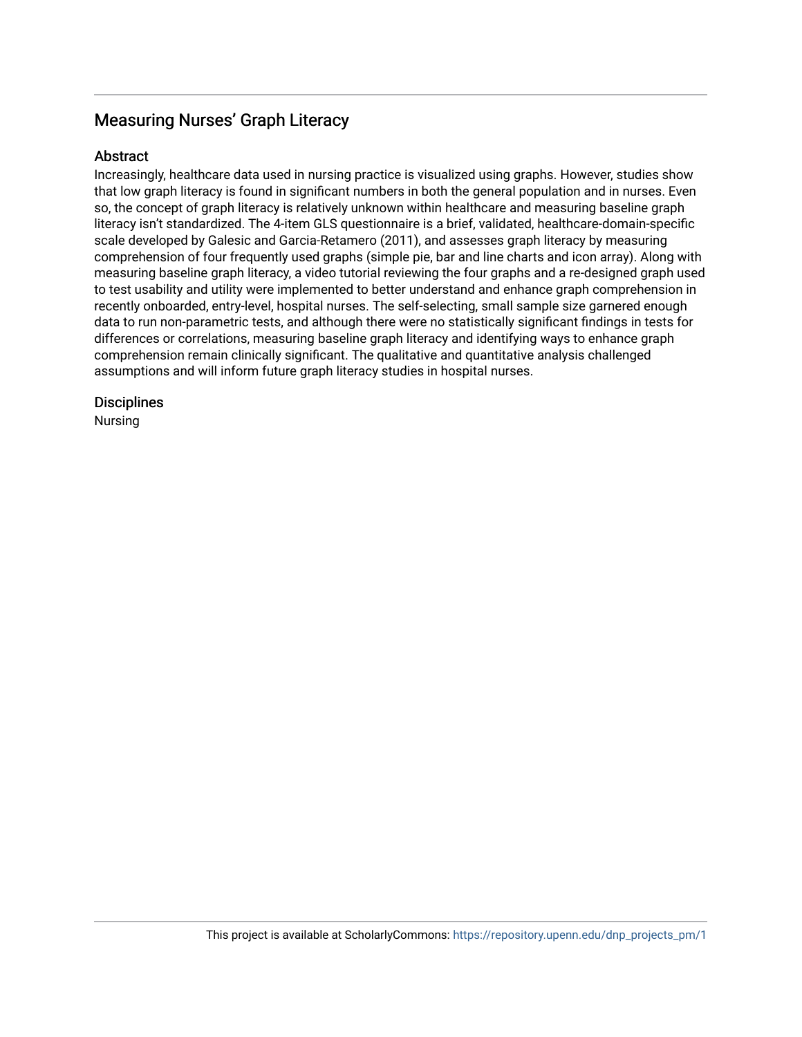## Measuring Nurses' Graph Literacy

### Abstract

Increasingly, healthcare data used in nursing practice is visualized using graphs. However, studies show that low graph literacy is found in significant numbers in both the general population and in nurses. Even so, the concept of graph literacy is relatively unknown within healthcare and measuring baseline graph literacy isn't standardized. The 4-item GLS questionnaire is a brief, validated, healthcare-domain-specific scale developed by Galesic and Garcia-Retamero (2011), and assesses graph literacy by measuring comprehension of four frequently used graphs (simple pie, bar and line charts and icon array). Along with measuring baseline graph literacy, a video tutorial reviewing the four graphs and a re-designed graph used to test usability and utility were implemented to better understand and enhance graph comprehension in recently onboarded, entry-level, hospital nurses. The self-selecting, small sample size garnered enough data to run non-parametric tests, and although there were no statistically significant findings in tests for differences or correlations, measuring baseline graph literacy and identifying ways to enhance graph comprehension remain clinically significant. The qualitative and quantitative analysis challenged assumptions and will inform future graph literacy studies in hospital nurses.

### Disciplines

Nursing

This project is available at ScholarlyCommons: https://repository.upenn.edu/dnp_projects_pm/1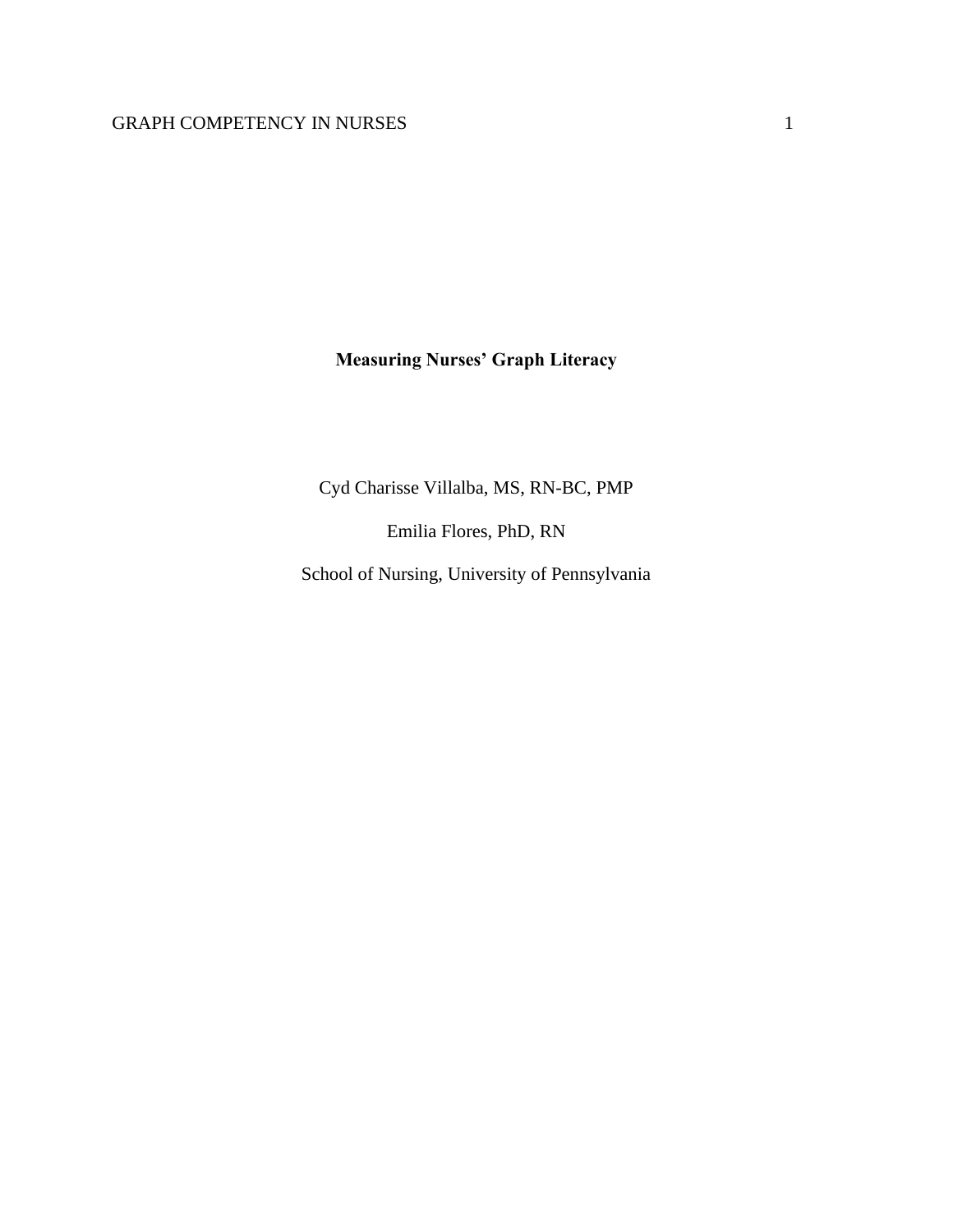# Measuring Nurses' Graph Literacy

Cyd Charisse Villalba, MS, RN-BC, PMP

Emilia Flores, PhD, RN

School of Nursing, University of Pennsylvania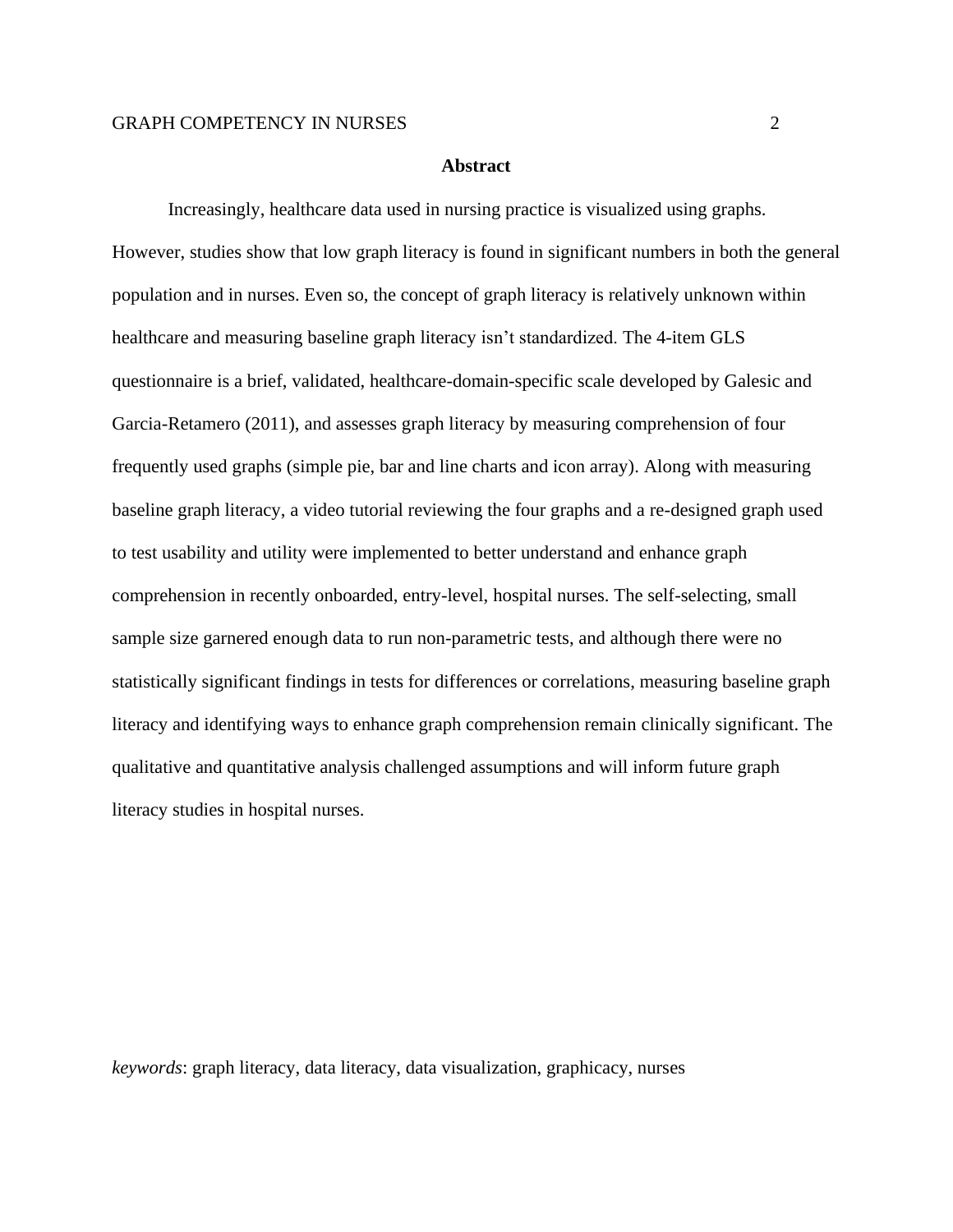## Abstract

Increasingly, healthcare data used in nursing practice is visualized using graphs. However, studies show that low graph literacy is found in significant numbers in both the general population and in nurses. Even so, the concept of graph literacy is relatively unknown within healthcare and measuring baseline graph literacy isn't standardized. The 4-item GLS questionnaire is a brief, validated, healthcare-domain-specific scale developed by Galesic and Garcia-Retamero (2011), and assesses graph literacy by measuring comprehension of four frequently used graphs (simple pie, bar and line charts and icon array). Along with measuring baseline graph literacy, a video tutorial reviewing the four graphs and a re-designed graph used to test usability and utility were implemented to better understand and enhance graph comprehension in recently onboarded, entry-level, hospital nurses. The self-selecting, small sample size garnered enough data to run non-parametric tests, and although there were no statistically significant findings in tests for differences or correlations, measuring baseline graph literacy and identifying ways to enhance graph comprehension remain clinically significant. The qualitative and quantitative analysis challenged assumptions and will inform future graph literacy studies in hospital nurses.

*keywords*: graph literacy, data literacy, data visualization, graphicacy, nurses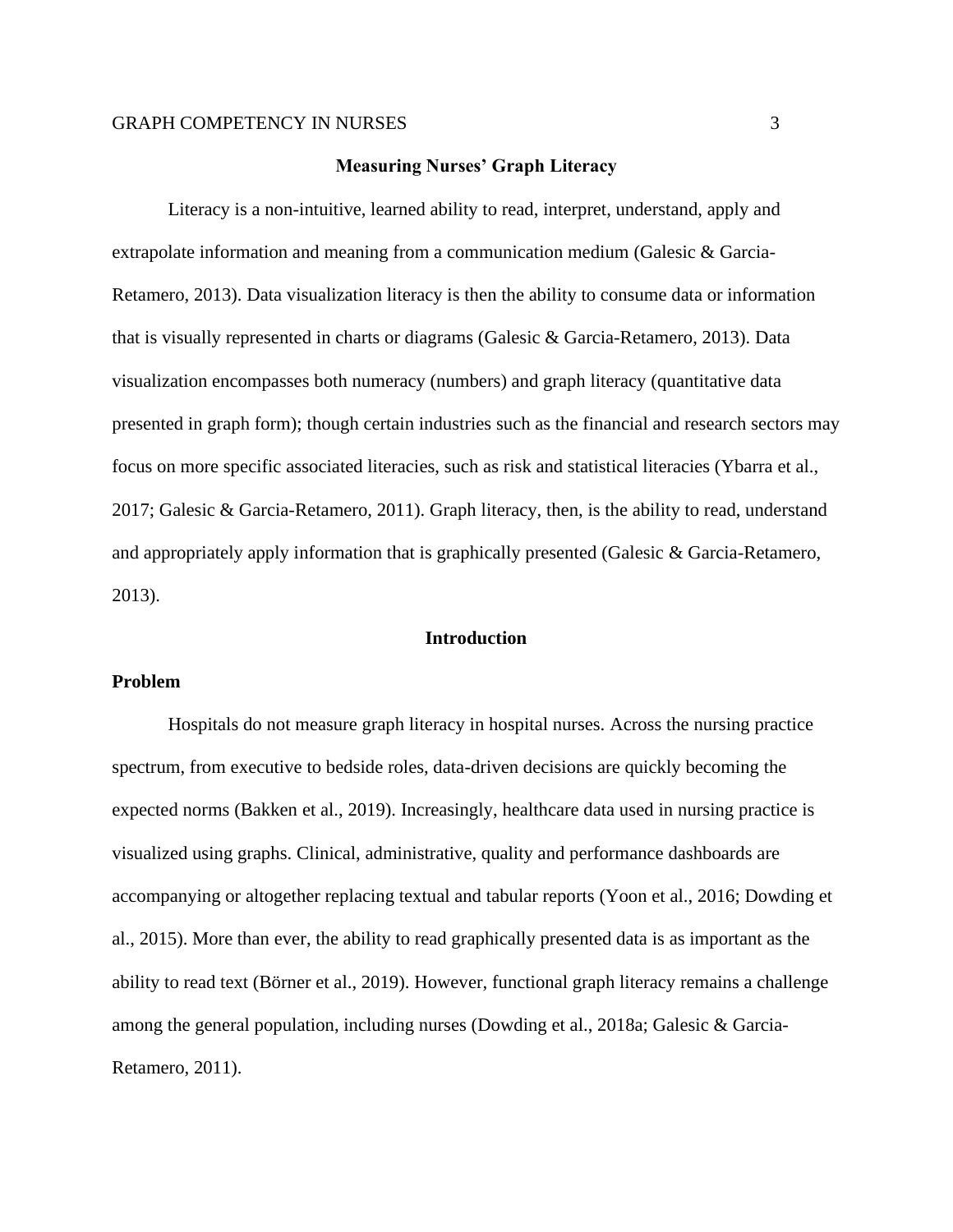## Measuring Nurses' Graph Literacy

Literacy is a non-intuitive, learned ability to read, interpret, understand, apply and extrapolate information and meaning from a communication medium (Galesic & Garcia-Retamero, 2013). Data visualization literacy is then the ability to consume data or information that is visually represented in charts or diagrams (Galesic & Garcia-Retamero, 2013). Data visualization encompasses both numeracy (numbers) and graph literacy (quantitative data presented in graph form); though certain industries such as the financial and research sectors may focus on more specific associated literacies, such as risk and statistical literacies (Ybarra et al., 2017; Galesic & Garcia-Retamero, 2011). Graph literacy, then, is the ability to read, understand and appropriately apply information that is graphically presented (Galesic & Garcia-Retamero, 2013).

## Introduction

### Problem

Hospitals do not measure graph literacy in hospital nurses. Across the nursing practice spectrum, from executive to bedside roles, data-driven decisions are quickly becoming the expected norms (Bakken et al., 2019). Increasingly, healthcare data used in nursing practice is visualized using graphs. Clinical, administrative, quality and performance dashboards are accompanying or altogether replacing textual and tabular reports (Yoon et al., 2016; Dowding et al., 2015). More than ever, the ability to read graphically presented data is as important as the ability to read text (Börner et al., 2019). However, functional graph literacy remains a challenge among the general population, including nurses (Dowding et al., 2018a; Galesic & Garcia-Retamero, 2011).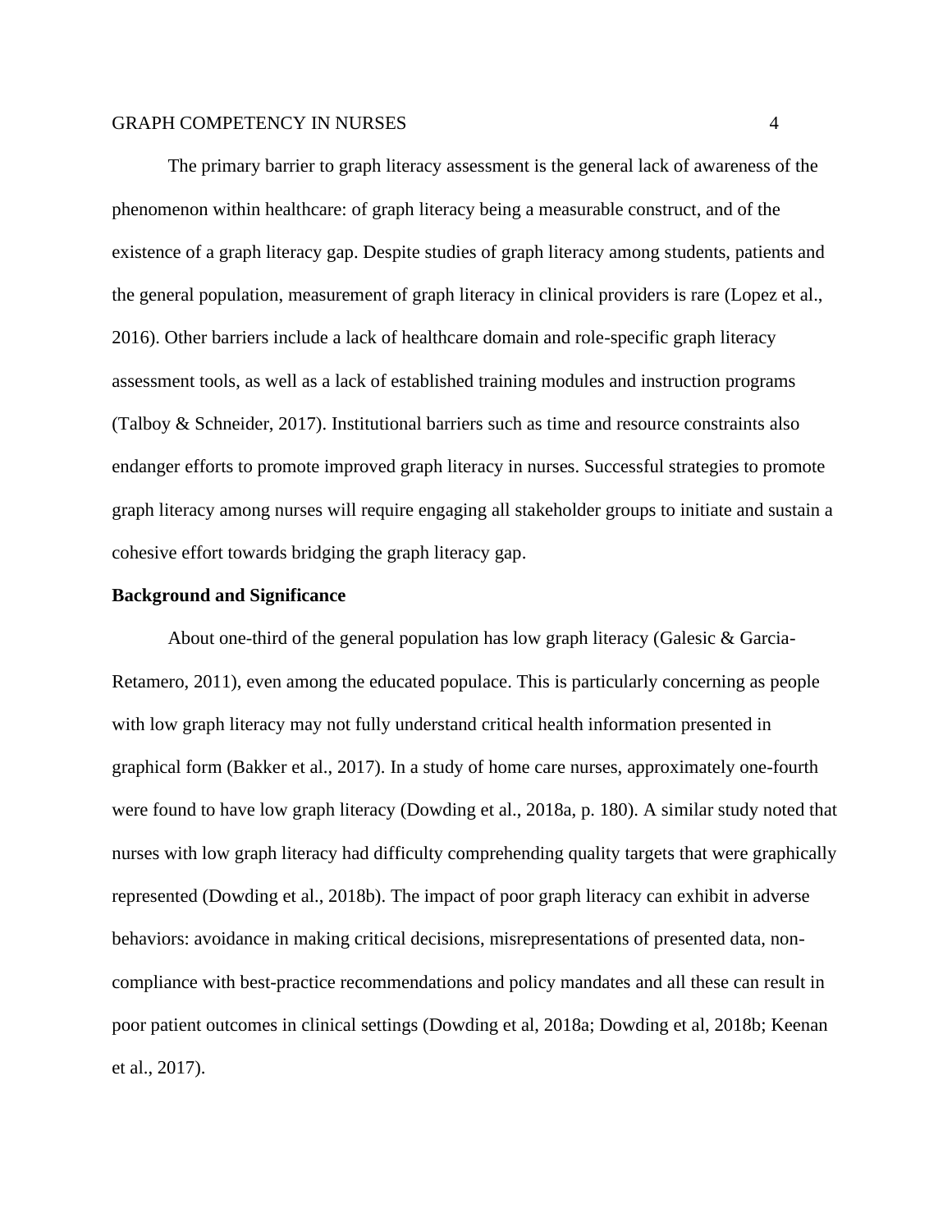The primary barrier to graph literacy assessment is the general lack of awareness of the phenomenon within healthcare: of graph literacy being a measurable construct, and of the existence of a graph literacy gap. Despite studies of graph literacy among students, patients and the general population, measurement of graph literacy in clinical providers is rare (Lopez et al., 2016). Other barriers include a lack of healthcare domain and role-specific graph literacy assessment tools, as well as a lack of established training modules and instruction programs (Talboy & Schneider, 2017). Institutional barriers such as time and resource constraints also endanger efforts to promote improved graph literacy in nurses. Successful strategies to promote graph literacy among nurses will require engaging all stakeholder groups to initiate and sustain a cohesive effort towards bridging the graph literacy gap.

## Background and Significance

About one-third of the general population has low graph literacy (Galesic & Garcia-Retamero, 2011), even among the educated populace. This is particularly concerning as people with low graph literacy may not fully understand critical health information presented in graphical form (Bakker et al., 2017). In a study of home care nurses, approximately one-fourth were found to have low graph literacy (Dowding et al., 2018a, p. 180). A similar study noted that nurses with low graph literacy had difficulty comprehending quality targets that were graphically represented (Dowding et al., 2018b). The impact of poor graph literacy can exhibit in adverse behaviors: avoidance in making critical decisions, misrepresentations of presented data, non-compliance with best-practice recommendations and policy mandates and all these can result in poor patient outcomes in clinical settings (Dowding et al, 2018a; Dowding et al, 2018b; Keenan et al., 2017).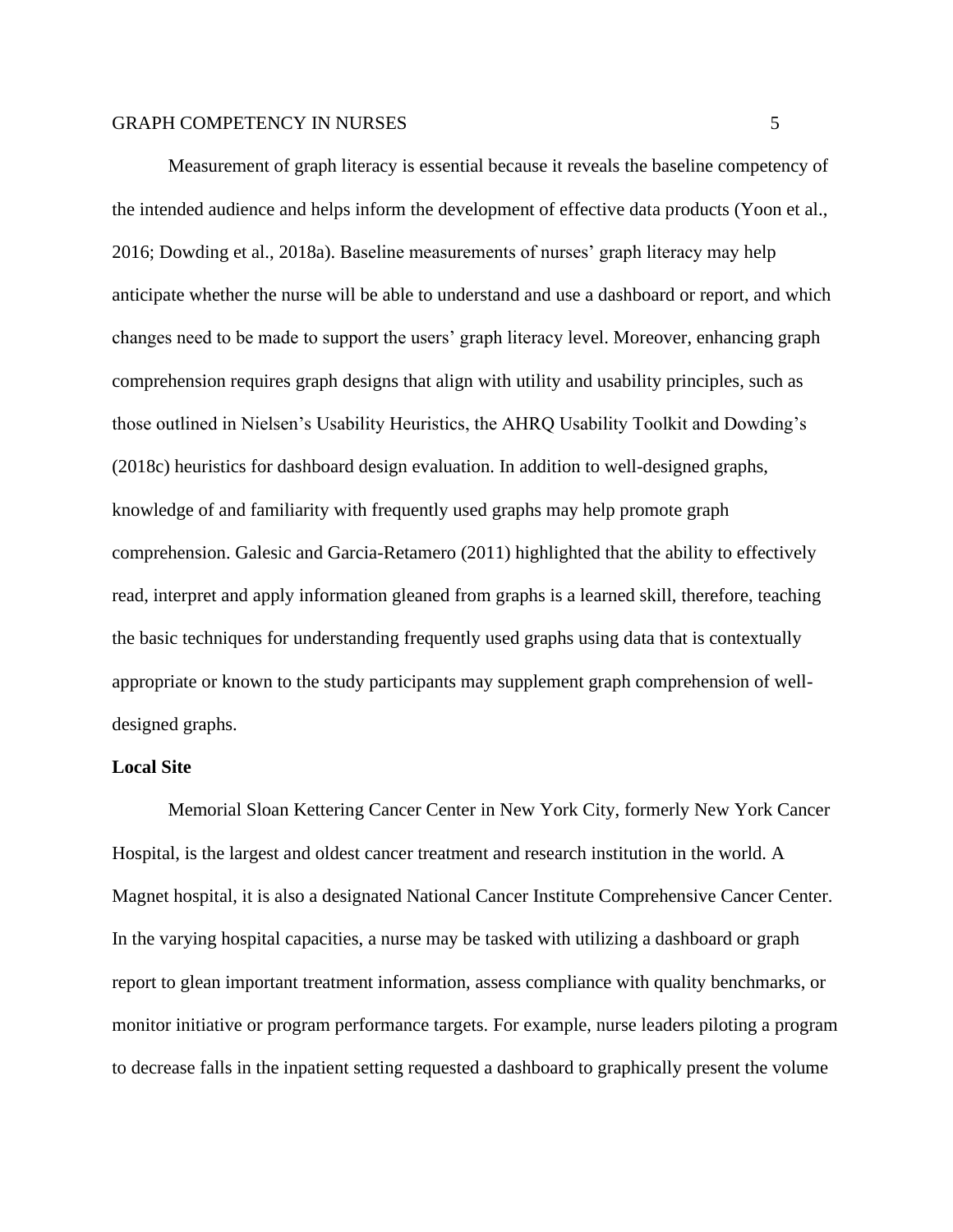Measurement of graph literacy is essential because it reveals the baseline competency of the intended audience and helps inform the development of effective data products (Yoon et al., 2016; Dowding et al., 2018a). Baseline measurements of nurses' graph literacy may help anticipate whether the nurse will be able to understand and use a dashboard or report, and which changes need to be made to support the users' graph literacy level. Moreover, enhancing graph comprehension requires graph designs that align with utility and usability principles, such as those outlined in Nielsen's Usability Heuristics, the AHRQ Usability Toolkit and Dowding's (2018c) heuristics for dashboard design evaluation. In addition to well-designed graphs, knowledge of and familiarity with frequently used graphs may help promote graph comprehension. Galesic and Garcia-Retamero (2011) highlighted that the ability to effectively read, interpret and apply information gleaned from graphs is a learned skill, therefore, teaching the basic techniques for understanding frequently used graphs using data that is contextually appropriate or known to the study participants may supplement graph comprehension of well-designed graphs.

**Local Site**

Memorial Sloan Kettering Cancer Center in New York City, formerly New York Cancer Hospital, is the largest and oldest cancer treatment and research institution in the world. A Magnet hospital, it is also a designated National Cancer Institute Comprehensive Cancer Center. In the varying hospital capacities, a nurse may be tasked with utilizing a dashboard or graph report to glean important treatment information, assess compliance with quality benchmarks, or monitor initiative or program performance targets. For example, nurse leaders piloting a program to decrease falls in the inpatient setting requested a dashboard to graphically present the volume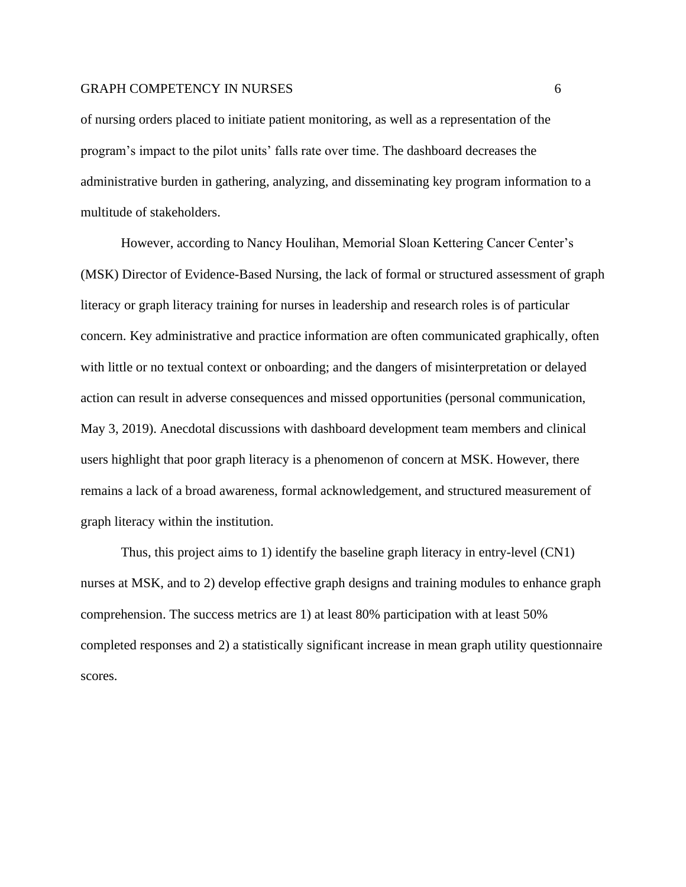of nursing orders placed to initiate patient monitoring, as well as a representation of the program's impact to the pilot units' falls rate over time. The dashboard decreases the administrative burden in gathering, analyzing, and disseminating key program information to a multitude of stakeholders.

However, according to Nancy Houlihan, Memorial Sloan Kettering Cancer Center's (MSK) Director of Evidence-Based Nursing, the lack of formal or structured assessment of graph literacy or graph literacy training for nurses in leadership and research roles is of particular concern. Key administrative and practice information are often communicated graphically, often with little or no textual context or onboarding; and the dangers of misinterpretation or delayed action can result in adverse consequences and missed opportunities (personal communication, May 3, 2019). Anecdotal discussions with dashboard development team members and clinical users highlight that poor graph literacy is a phenomenon of concern at MSK. However, there remains a lack of a broad awareness, formal acknowledgement, and structured measurement of graph literacy within the institution.

Thus, this project aims to 1) identify the baseline graph literacy in entry-level (CN1) nurses at MSK, and to 2) develop effective graph designs and training modules to enhance graph comprehension. The success metrics are 1) at least 80% participation with at least 50% completed responses and 2) a statistically significant increase in mean graph utility questionnaire scores.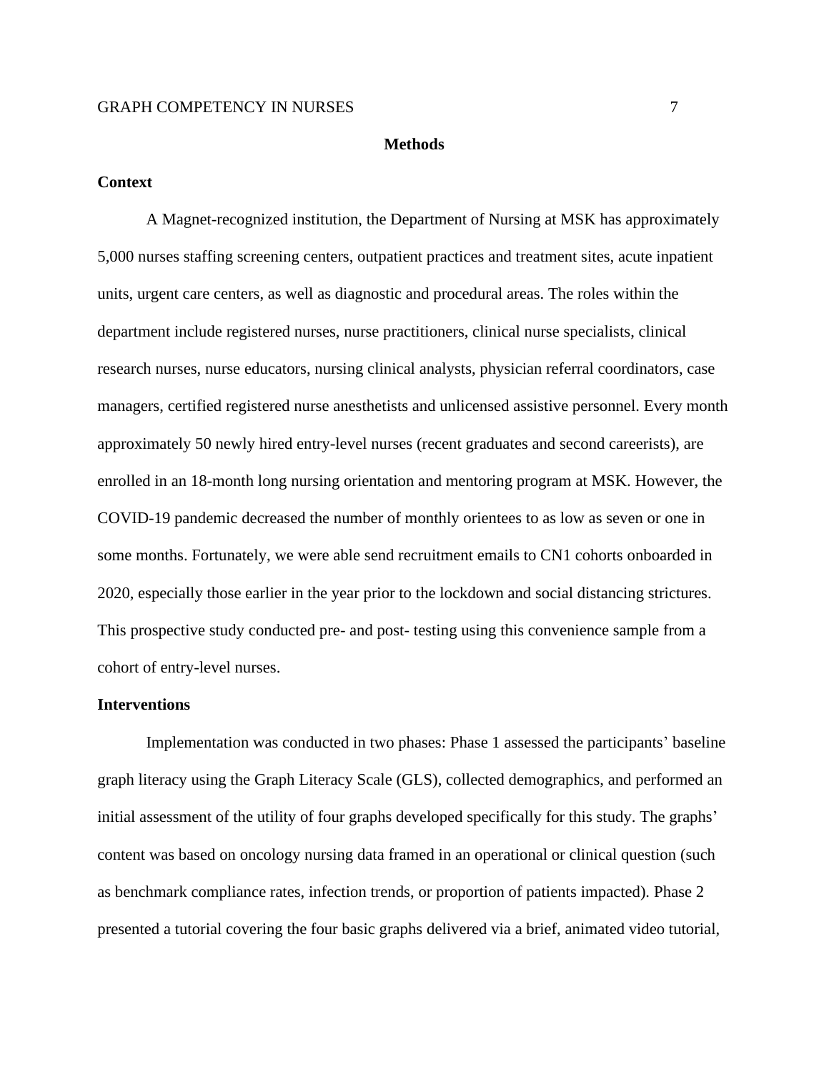## Methods

### Context

A Magnet-recognized institution, the Department of Nursing at MSK has approximately 5,000 nurses staffing screening centers, outpatient practices and treatment sites, acute inpatient units, urgent care centers, as well as diagnostic and procedural areas. The roles within the department include registered nurses, nurse practitioners, clinical nurse specialists, clinical research nurses, nurse educators, nursing clinical analysts, physician referral coordinators, case managers, certified registered nurse anesthetists and unlicensed assistive personnel. Every month approximately 50 newly hired entry-level nurses (recent graduates and second careerists), are enrolled in an 18-month long nursing orientation and mentoring program at MSK. However, the COVID-19 pandemic decreased the number of monthly orientees to as low as seven or one in some months. Fortunately, we were able send recruitment emails to CN1 cohorts onboarded in 2020, especially those earlier in the year prior to the lockdown and social distancing strictures. This prospective study conducted pre- and post- testing using this convenience sample from a cohort of entry-level nurses.

### Interventions

Implementation was conducted in two phases: Phase 1 assessed the participants' baseline graph literacy using the Graph Literacy Scale (GLS), collected demographics, and performed an initial assessment of the utility of four graphs developed specifically for this study. The graphs' content was based on oncology nursing data framed in an operational or clinical question (such as benchmark compliance rates, infection trends, or proportion of patients impacted). Phase 2 presented a tutorial covering the four basic graphs delivered via a brief, animated video tutorial,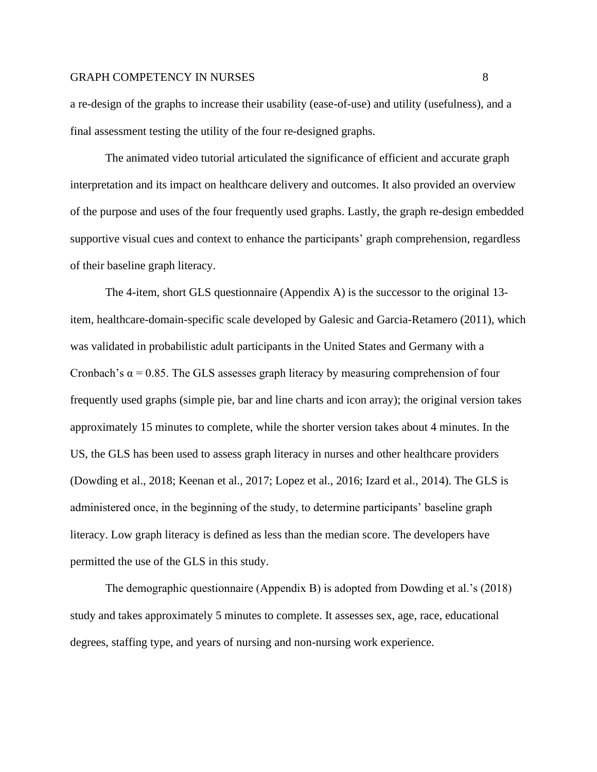a re-design of the graphs to increase their usability (ease-of-use) and utility (usefulness), and a final assessment testing the utility of the four re-designed graphs.

The animated video tutorial articulated the significance of efficient and accurate graph interpretation and its impact on healthcare delivery and outcomes. It also provided an overview of the purpose and uses of the four frequently used graphs. Lastly, the graph re-design embedded supportive visual cues and context to enhance the participants' graph comprehension, regardless of their baseline graph literacy.

The 4-item, short GLS questionnaire (Appendix A) is the successor to the original 13-item, healthcare-domain-specific scale developed by Galesic and Garcia-Retamero (2011), which was validated in probabilistic adult participants in the United States and Germany with a Cronbach's $\alpha = 0.85$. The GLS assesses graph literacy by measuring comprehension of four frequently used graphs (simple pie, bar and line charts and icon array); the original version takes approximately 15 minutes to complete, while the shorter version takes about 4 minutes. In the US, the GLS has been used to assess graph literacy in nurses and other healthcare providers (Dowding et al., 2018; Keenan et al., 2017; Lopez et al., 2016; Izard et al., 2014). The GLS is administered once, in the beginning of the study, to determine participants' baseline graph literacy. Low graph literacy is defined as less than the median score. The developers have permitted the use of the GLS in this study.

The demographic questionnaire (Appendix B) is adopted from Dowding et al.'s (2018) study and takes approximately 5 minutes to complete. It assesses sex, age, race, educational degrees, staffing type, and years of nursing and non-nursing work experience.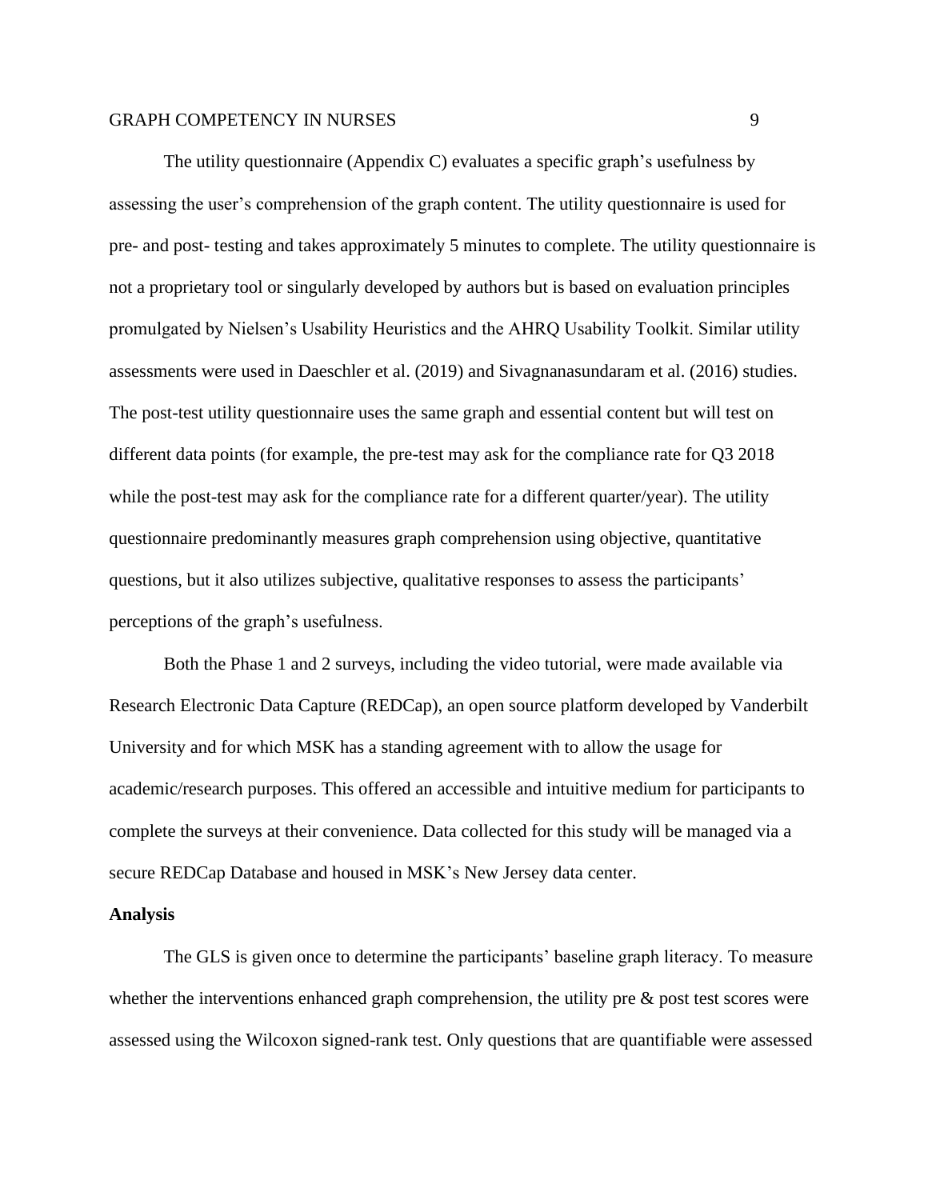The utility questionnaire (Appendix C) evaluates a specific graph's usefulness by assessing the user's comprehension of the graph content. The utility questionnaire is used for pre- and post- testing and takes approximately 5 minutes to complete. The utility questionnaire is not a proprietary tool or singularly developed by authors but is based on evaluation principles promulgated by Nielsen's Usability Heuristics and the AHRQ Usability Toolkit. Similar utility assessments were used in Daeschler et al. (2019) and Sivagnanasundaram et al. (2016) studies. The post-test utility questionnaire uses the same graph and essential content but will test on different data points (for example, the pre-test may ask for the compliance rate for Q3 2018 while the post-test may ask for the compliance rate for a different quarter/year). The utility questionnaire predominantly measures graph comprehension using objective, quantitative questions, but it also utilizes subjective, qualitative responses to assess the participants' perceptions of the graph's usefulness.

Both the Phase 1 and 2 surveys, including the video tutorial, were made available via Research Electronic Data Capture (REDCap), an open source platform developed by Vanderbilt University and for which MSK has a standing agreement with to allow the usage for academic/research purposes. This offered an accessible and intuitive medium for participants to complete the surveys at their convenience. Data collected for this study will be managed via a secure REDCap Database and housed in MSK's New Jersey data center.

**Analysis**

The GLS is given once to determine the participants' baseline graph literacy. To measure whether the interventions enhanced graph comprehension, the utility pre & post test scores were assessed using the Wilcoxon signed-rank test. Only questions that are quantifiable were assessed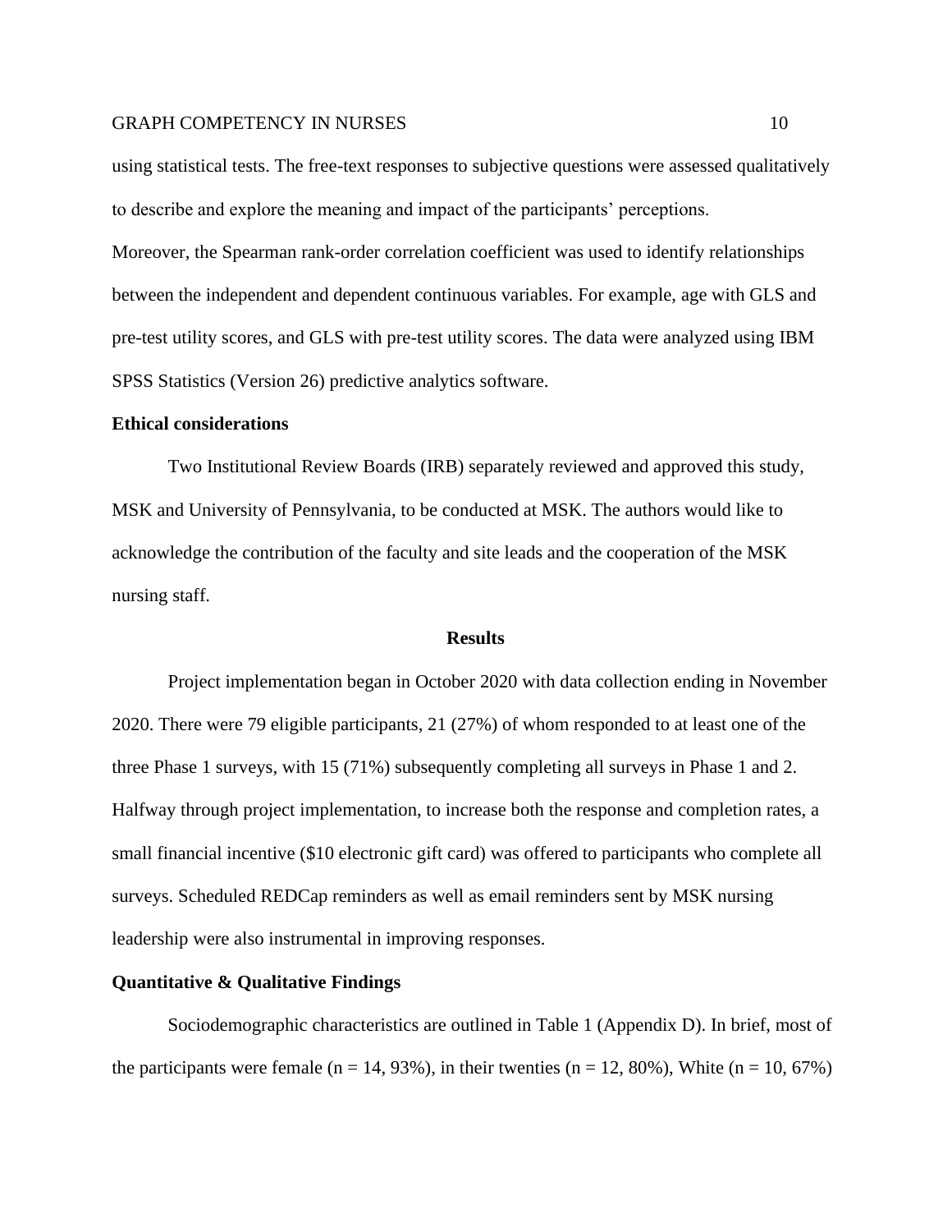using statistical tests. The free-text responses to subjective questions were assessed qualitatively to describe and explore the meaning and impact of the participants' perceptions.

Moreover, the Spearman rank-order correlation coefficient was used to identify relationships between the independent and dependent continuous variables. For example, age with GLS and pre-test utility scores, and GLS with pre-test utility scores. The data were analyzed using IBM SPSS Statistics (Version 26) predictive analytics software.

### Ethical considerations

Two Institutional Review Boards (IRB) separately reviewed and approved this study, MSK and University of Pennsylvania, to be conducted at MSK. The authors would like to acknowledge the contribution of the faculty and site leads and the cooperation of the MSK nursing staff.

## Results

Project implementation began in October 2020 with data collection ending in November 2020. There were 79 eligible participants, 21 (27%) of whom responded to at least one of the three Phase 1 surveys, with 15 (71%) subsequently completing all surveys in Phase 1 and 2. Halfway through project implementation, to increase both the response and completion rates, a small financial incentive ($10 electronic gift card) was offered to participants who complete all surveys. Scheduled REDCap reminders as well as email reminders sent by MSK nursing leadership were also instrumental in improving responses.

### Quantitative & Qualitative Findings

Sociodemographic characteristics are outlined in Table 1 (Appendix D). In brief, most of the participants were female (n = 14, 93%), in their twenties (n = 12, 80%), White (n = 10, 67%)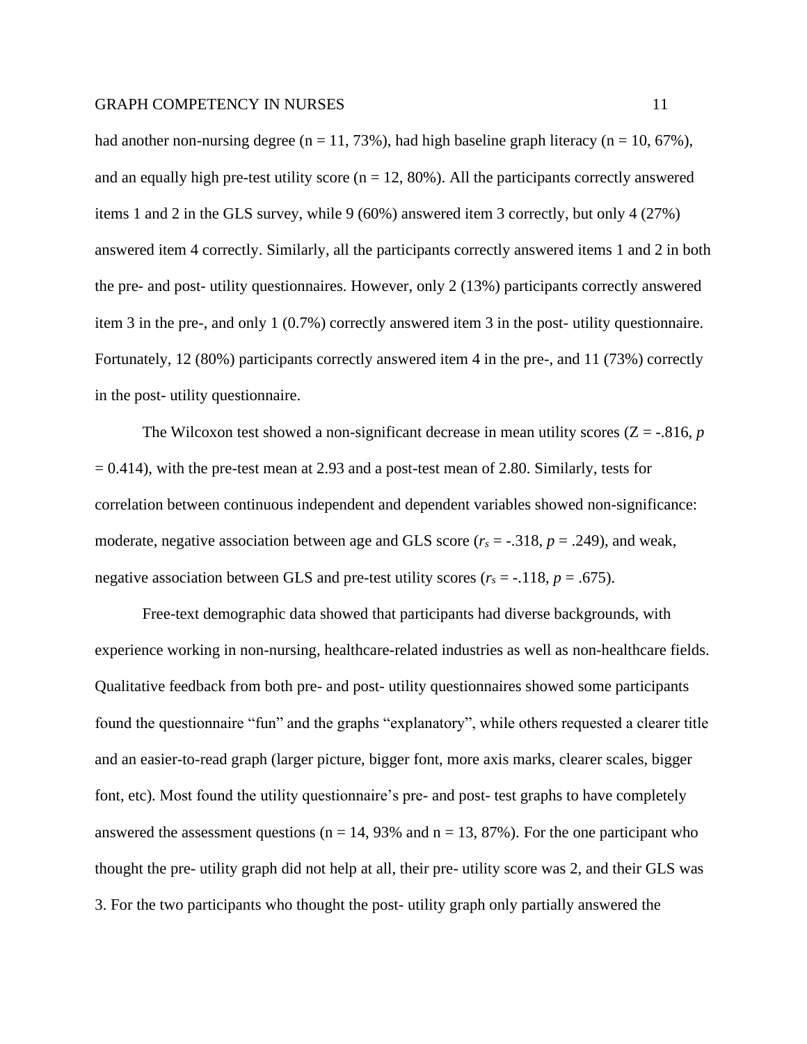had another non-nursing degree (n = 11, 73%), had high baseline graph literacy (n = 10, 67%), and an equally high pre-test utility score (n = 12, 80%). All the participants correctly answered items 1 and 2 in the GLS survey, while 9 (60%) answered item 3 correctly, but only 4 (27%) answered item 4 correctly. Similarly, all the participants correctly answered items 1 and 2 in both the pre- and post- utility questionnaires. However, only 2 (13%) participants correctly answered item 3 in the pre-, and only 1 (0.7%) correctly answered item 3 in the post- utility questionnaire. Fortunately, 12 (80%) participants correctly answered item 4 in the pre-, and 11 (73%) correctly in the post- utility questionnaire.

The Wilcoxon test showed a non-significant decrease in mean utility scores ($Z = -.816$, $p = 0.414$), with the pre-test mean at 2.93 and a post-test mean of 2.80. Similarly, tests for correlation between continuous independent and dependent variables showed non-significance: moderate, negative association between age and GLS score ($r_s = -.318$, $p = .249$), and weak, negative association between GLS and pre-test utility scores ($r_s = -.118$, $p = .675$).

Free-text demographic data showed that participants had diverse backgrounds, with experience working in non-nursing, healthcare-related industries as well as non-healthcare fields. Qualitative feedback from both pre- and post- utility questionnaires showed some participants found the questionnaire "fun" and the graphs "explanatory", while others requested a clearer title and an easier-to-read graph (larger picture, bigger font, more axis marks, clearer scales, bigger font, etc). Most found the utility questionnaire's pre- and post- test graphs to have completely answered the assessment questions (n = 14, 93% and n = 13, 87%). For the one participant who thought the pre- utility graph did not help at all, their pre- utility score was 2, and their GLS was 3. For the two participants who thought the post- utility graph only partially answered the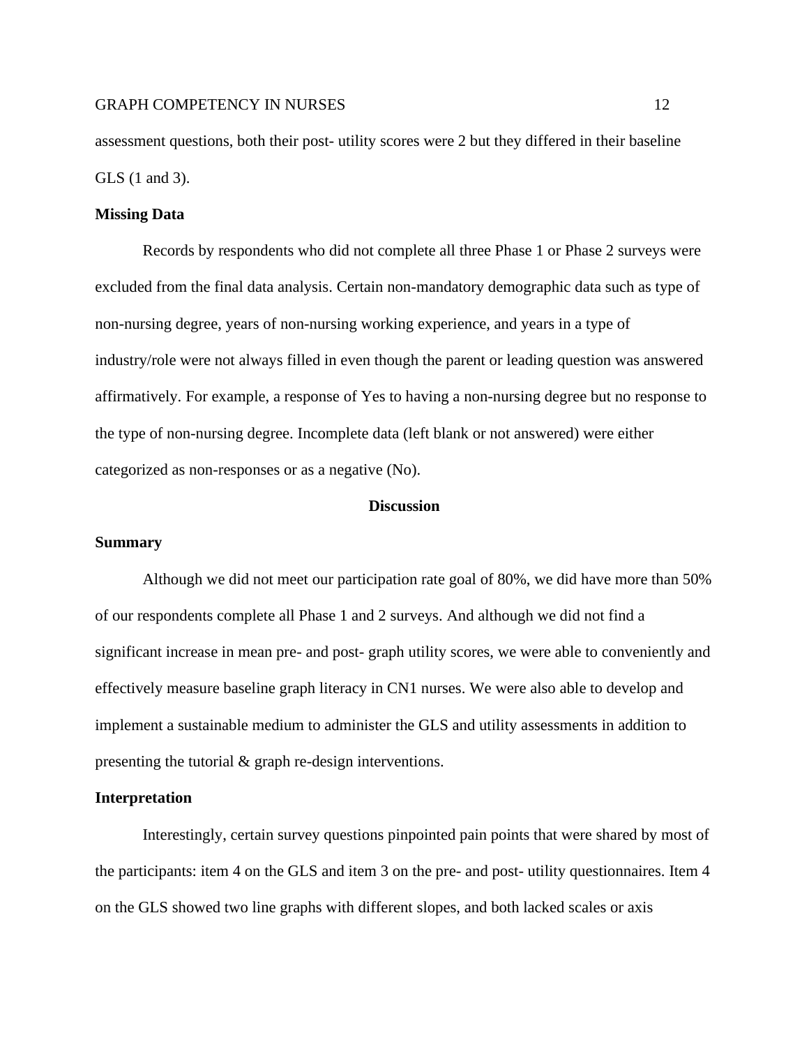assessment questions, both their post- utility scores were 2 but they differed in their baseline GLS (1 and 3).

## Missing Data

Records by respondents who did not complete all three Phase 1 or Phase 2 surveys were excluded from the final data analysis. Certain non-mandatory demographic data such as type of non-nursing degree, years of non-nursing working experience, and years in a type of industry/role were not always filled in even though the parent or leading question was answered affirmatively. For example, a response of Yes to having a non-nursing degree but no response to the type of non-nursing degree. Incomplete data (left blank or not answered) were either categorized as non-responses or as a negative (No).

# Discussion

## Summary

Although we did not meet our participation rate goal of 80%, we did have more than 50% of our respondents complete all Phase 1 and 2 surveys. And although we did not find a significant increase in mean pre- and post- graph utility scores, we were able to conveniently and effectively measure baseline graph literacy in CN1 nurses. We were also able to develop and implement a sustainable medium to administer the GLS and utility assessments in addition to presenting the tutorial & graph re-design interventions.

## Interpretation

Interestingly, certain survey questions pinpointed pain points that were shared by most of the participants: item 4 on the GLS and item 3 on the pre- and post- utility questionnaires. Item 4 on the GLS showed two line graphs with different slopes, and both lacked scales or axis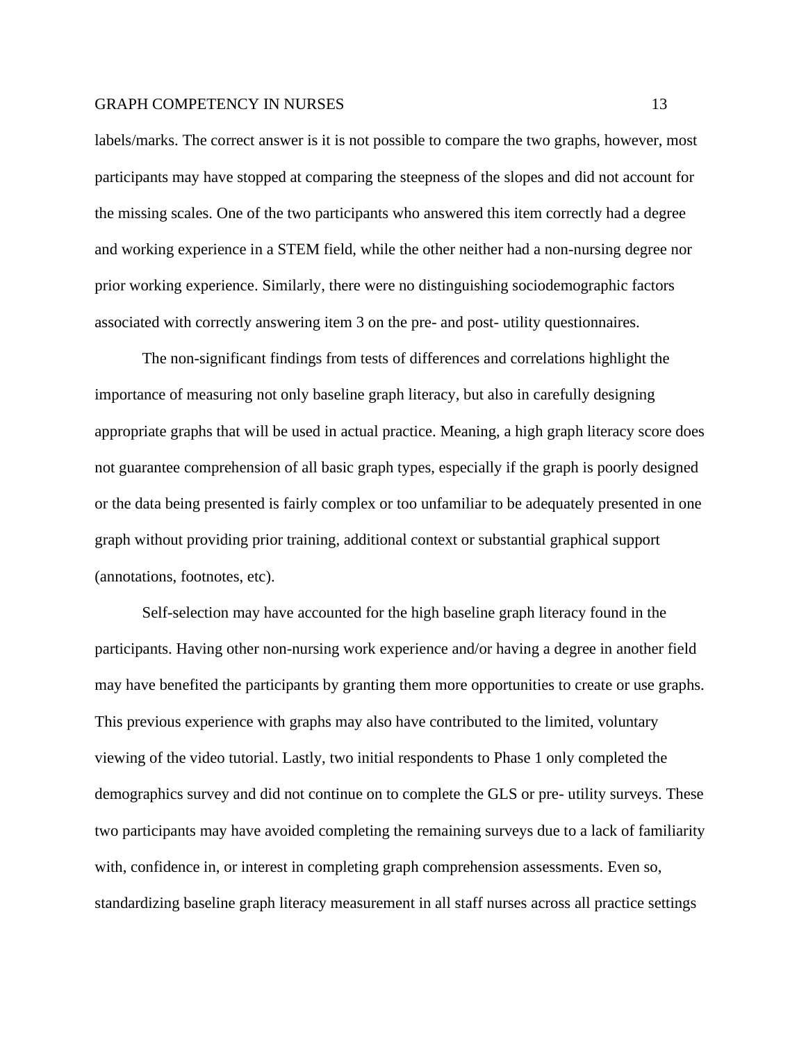labels/marks. The correct answer is it is not possible to compare the two graphs, however, most participants may have stopped at comparing the steepness of the slopes and did not account for the missing scales. One of the two participants who answered this item correctly had a degree and working experience in a STEM field, while the other neither had a non-nursing degree nor prior working experience. Similarly, there were no distinguishing sociodemographic factors associated with correctly answering item 3 on the pre- and post- utility questionnaires.

The non-significant findings from tests of differences and correlations highlight the importance of measuring not only baseline graph literacy, but also in carefully designing appropriate graphs that will be used in actual practice. Meaning, a high graph literacy score does not guarantee comprehension of all basic graph types, especially if the graph is poorly designed or the data being presented is fairly complex or too unfamiliar to be adequately presented in one graph without providing prior training, additional context or substantial graphical support (annotations, footnotes, etc).

Self-selection may have accounted for the high baseline graph literacy found in the participants. Having other non-nursing work experience and/or having a degree in another field may have benefited the participants by granting them more opportunities to create or use graphs. This previous experience with graphs may also have contributed to the limited, voluntary viewing of the video tutorial. Lastly, two initial respondents to Phase 1 only completed the demographics survey and did not continue on to complete the GLS or pre- utility surveys. These two participants may have avoided completing the remaining surveys due to a lack of familiarity with, confidence in, or interest in completing graph comprehension assessments. Even so, standardizing baseline graph literacy measurement in all staff nurses across all practice settings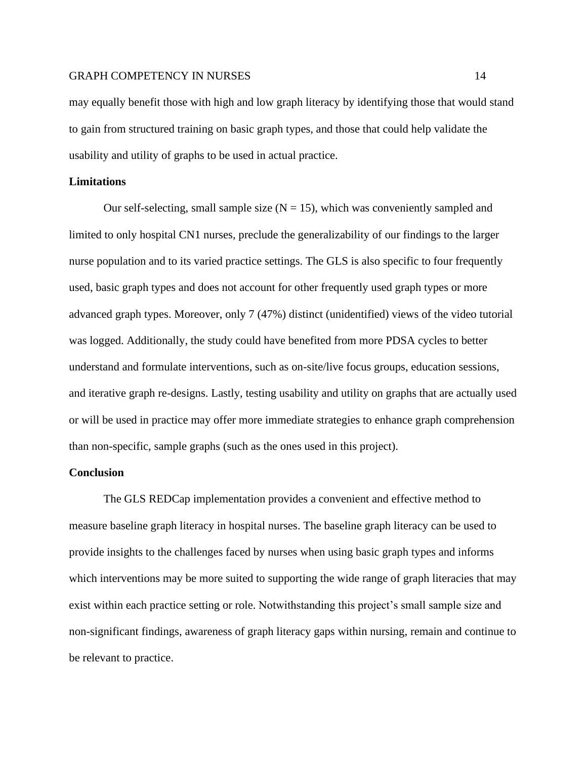may equally benefit those with high and low graph literacy by identifying those that would stand to gain from structured training on basic graph types, and those that could help validate the usability and utility of graphs to be used in actual practice.

**Limitations**

Our self-selecting, small sample size (N = 15), which was conveniently sampled and limited to only hospital CN1 nurses, preclude the generalizability of our findings to the larger nurse population and to its varied practice settings. The GLS is also specific to four frequently used, basic graph types and does not account for other frequently used graph types or more advanced graph types. Moreover, only 7 (47%) distinct (unidentified) views of the video tutorial was logged. Additionally, the study could have benefited from more PDSA cycles to better understand and formulate interventions, such as on-site/live focus groups, education sessions, and iterative graph re-designs. Lastly, testing usability and utility on graphs that are actually used or will be used in practice may offer more immediate strategies to enhance graph comprehension than non-specific, sample graphs (such as the ones used in this project).

**Conclusion**

The GLS REDCap implementation provides a convenient and effective method to measure baseline graph literacy in hospital nurses. The baseline graph literacy can be used to provide insights to the challenges faced by nurses when using basic graph types and informs which interventions may be more suited to supporting the wide range of graph literacies that may exist within each practice setting or role. Notwithstanding this project's small sample size and non-significant findings, awareness of graph literacy gaps within nursing, remain and continue to be relevant to practice.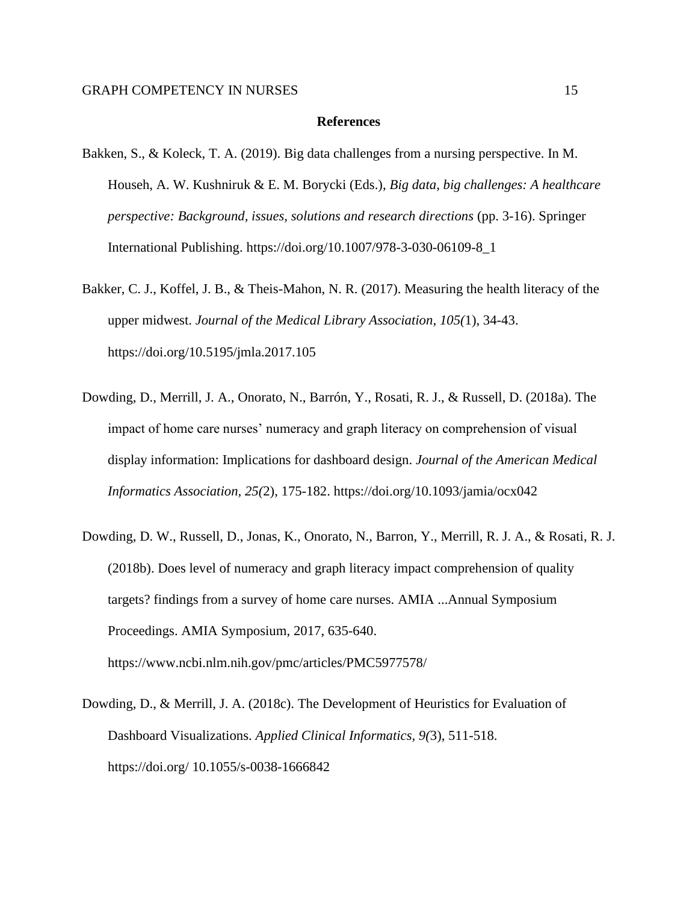## References

Bakken, S., & Koleck, T. A. (2019). Big data challenges from a nursing perspective. In M. Househ, A. W. Kushniruk & E. M. Borycki (Eds.), *Big data, big challenges: A healthcare perspective: Background, issues, solutions and research directions* (pp. 3-16). Springer International Publishing. https://doi.org/10.1007/978-3-030-06109-8_1

Bakker, C. J., Koffel, J. B., & Theis-Mahon, N. R. (2017). Measuring the health literacy of the upper midwest. *Journal of the Medical Library Association*, *105(*1), 34-43. https://doi.org/10.5195/jmla.2017.105

Dowding, D., Merrill, J. A., Onorato, N., Barrón, Y., Rosati, R. J., & Russell, D. (2018a). The impact of home care nurses' numeracy and graph literacy on comprehension of visual display information: Implications for dashboard design. *Journal of the American Medical Informatics Association*, *25(*2), 175-182. https://doi.org/10.1093/jamia/ocx042

Dowding, D. W., Russell, D., Jonas, K., Onorato, N., Barron, Y., Merrill, R. J. A., & Rosati, R. J. (2018b). Does level of numeracy and graph literacy impact comprehension of quality targets? findings from a survey of home care nurses. AMIA ...Annual Symposium Proceedings. AMIA Symposium, 2017, 635-640. https://www.ncbi.nlm.nih.gov/pmc/articles/PMC5977578/

Dowding, D., & Merrill, J. A. (2018c). The Development of Heuristics for Evaluation of Dashboard Visualizations. *Applied Clinical Informatics, 9(*3), 511-518. https://doi.org/ 10.1055/s-0038-1666842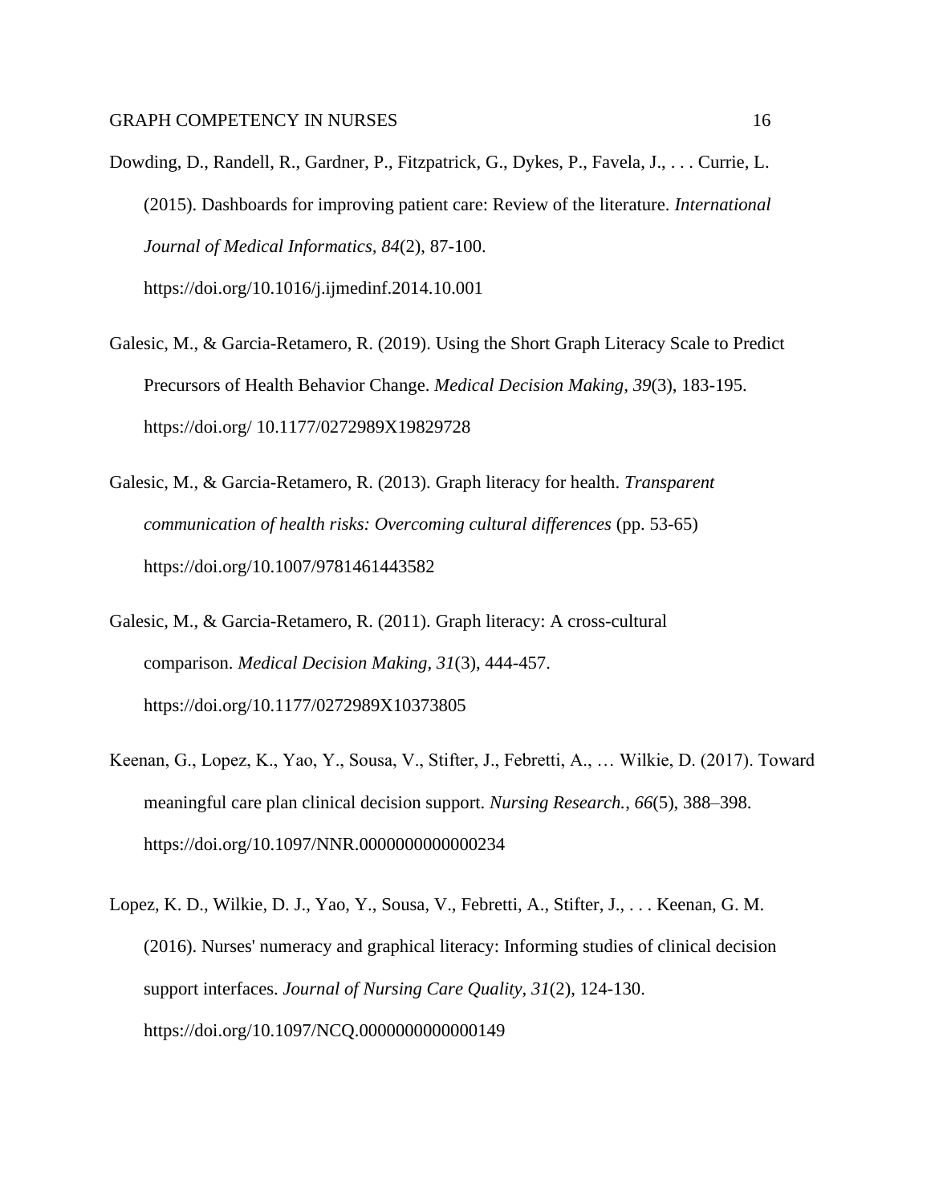Dowding, D., Randell, R., Gardner, P., Fitzpatrick, G., Dykes, P., Favela, J., . . . Currie, L. (2015). Dashboards for improving patient care: Review of the literature. *International Journal of Medical Informatics, 84*(2), 87-100. https://doi.org/10.1016/j.ijmedinf.2014.10.001

Galesic, M., & Garcia-Retamero, R. (2019). Using the Short Graph Literacy Scale to Predict Precursors of Health Behavior Change. *Medical Decision Making, 39*(3), 183-195. https://doi.org/ 10.1177/0272989X19829728

Galesic, M., & Garcia-Retamero, R. (2013). Graph literacy for health. *Transparent communication of health risks: Overcoming cultural differences* (pp. 53-65) https://doi.org/10.1007/9781461443582

Galesic, M., & Garcia-Retamero, R. (2011). Graph literacy: A cross-cultural comparison. *Medical Decision Making, 31*(3), 444-457. https://doi.org/10.1177/0272989X10373805

Keenan, G., Lopez, K., Yao, Y., Sousa, V., Stifter, J., Febretti, A., … Wilkie, D. (2017). Toward meaningful care plan clinical decision support. *Nursing Research., 66*(5), 388–398. https://doi.org/10.1097/NNR.0000000000000234

Lopez, K. D., Wilkie, D. J., Yao, Y., Sousa, V., Febretti, A., Stifter, J., . . . Keenan, G. M. (2016). Nurses' numeracy and graphical literacy: Informing studies of clinical decision support interfaces. *Journal of Nursing Care Quality, 31*(2), 124-130. https://doi.org/10.1097/NCQ.0000000000000149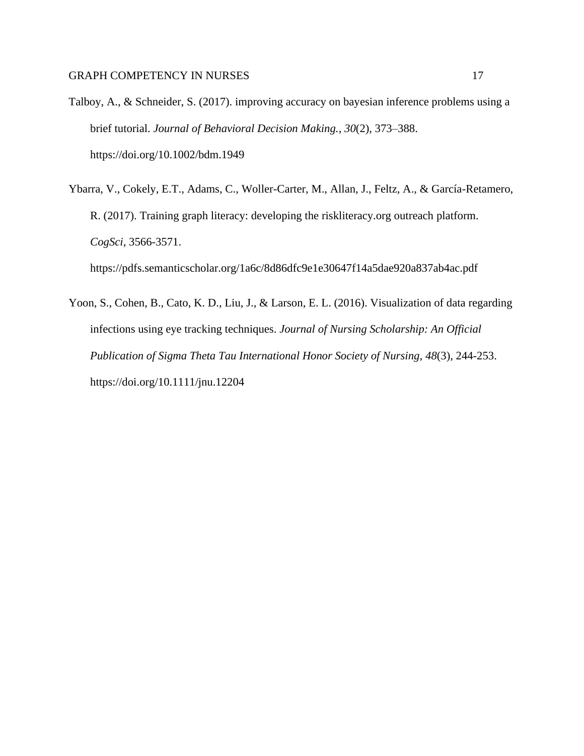Talboy, A., & Schneider, S. (2017). improving accuracy on bayesian inference problems using a brief tutorial. *Journal of Behavioral Decision Making.*, *30*(2), 373–388. https://doi.org/10.1002/bdm.1949

Ybarra, V., Cokely, E.T., Adams, C., Woller-Carter, M., Allan, J., Feltz, A., & García-Retamero, R. (2017). Training graph literacy: developing the riskliteracy.org outreach platform. *CogSci*, 3566-3571. https://pdfs.semanticscholar.org/1a6c/8d86dfc9e1e30647f14a5dae920a837ab4ac.pdf

Yoon, S., Cohen, B., Cato, K. D., Liu, J., & Larson, E. L. (2016). Visualization of data regarding infections using eye tracking techniques. *Journal of Nursing Scholarship: An Official Publication of Sigma Theta Tau International Honor Society of Nursing*, *48*(3), 244-253. https://doi.org/10.1111/jnu.12204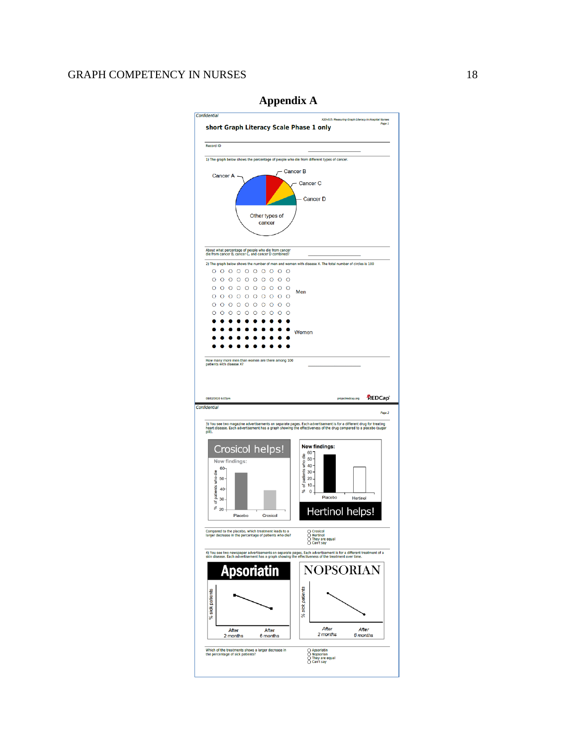# Appendix A

Confidential

X20-015: Measuring Graph Literacy in Hospital Nurses

**short Graph Literacy Scale Phase 1 only**

Record ID

1) The graph below shows the percentage of people who die from different types of cancer.

Cancer A

Cancer B

Cancer C

Cancer D

Other types of cancer

About what percentage of people who die from cancer die from cancer B, cancer C, and cancer D combined?

2) The graph below shows the number of men and women with disease X. The total number of circles is 100

Men

Women

How many more men than women are there among 100 patients with disease X?

08/02/2020 6:07pm projectredcap.org REDCap

Confidential

3) You see two magazine advertisements on separate pages. Each advertisement is for a different drug for treating heart disease. Each advertisement has a graph showing the effectiveness of the drug compared to a placebo (sugar pill).

Crosicol helps!

New findings:

% of patients who die

Placebo Crosicol

New findings:

% of patients who die

Placebo Hertinol

Hertinol helps!

Compared to the placebo, which treatment leads to a larger decrease in the percentage of patients who die?

- Crosicol
- Hertinol
- They are equal
- Can't say

4) You see two newspaper advertisements on separate pages. Each advertisement is for a different treatment of a skin disease. Each advertisement has a graph showing the effectiveness of the treatment over time.

Apsoriatin

% sick patients

After 2 months After 6 months

NOPSORIAN

% sick patients

After 2 months After 6 months

Which of the treatments shows a larger decrease in the percentage of sick patients?

- Apsoriatin
- Nopsorian
- They are equal
- Can't say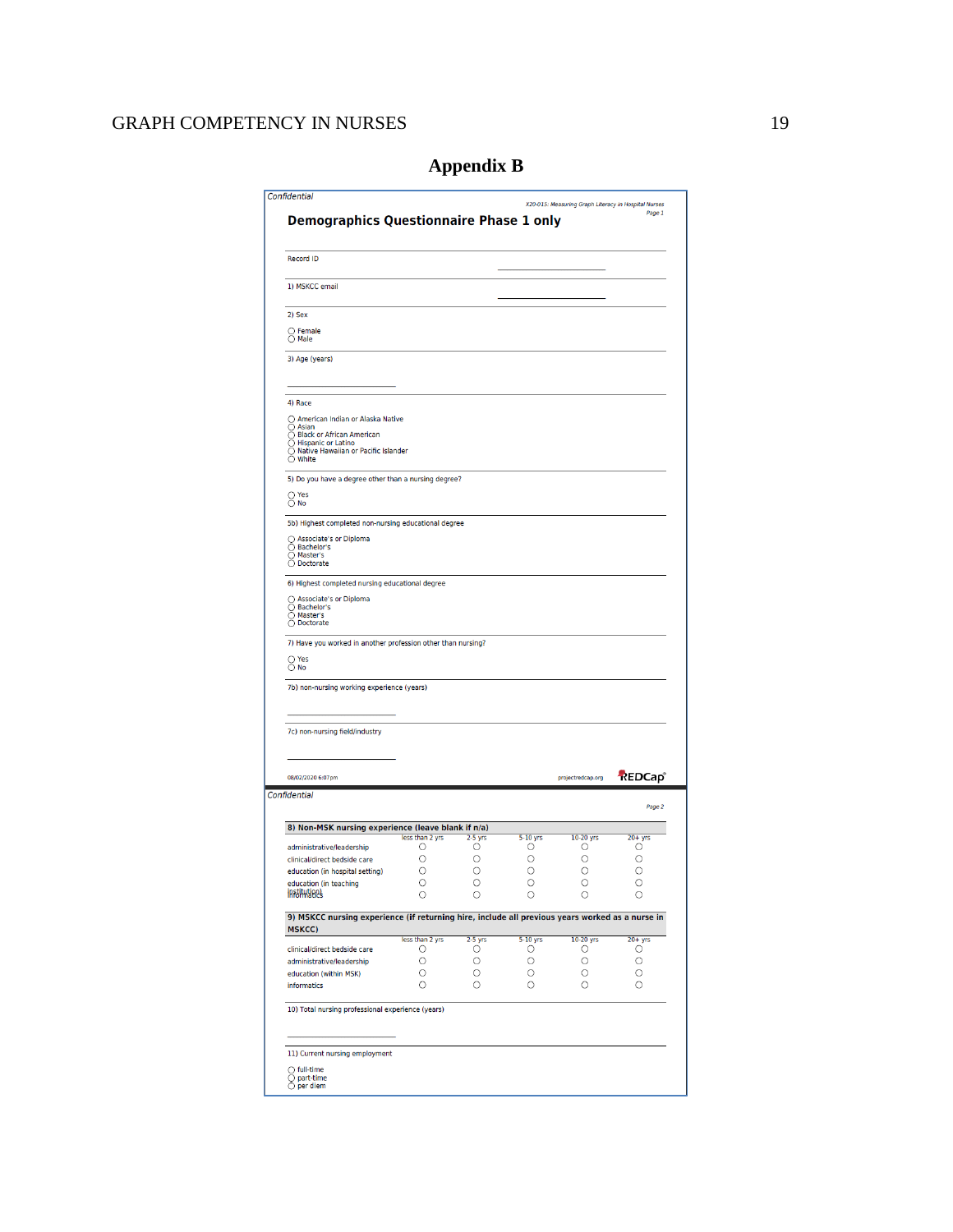# Appendix B

*Confidential*

*X20-015: Measuring Graph Literacy in Hospital Nurses*

*Page 1*

## Demographics Questionnaire Phase 1 only

Record ID \_\_\_\_\_\_\_\_\_\_\_\_\_\_\_\_

1) MSKCC email \_\_\_\_\_\_\_\_\_\_\_\_\_\_\_\_

2) Sex

- ○ Female
- ○ Male

3) Age (years)

\_\_\_\_\_\_\_\_\_\_\_\_\_\_\_\_

4) Race

- ○ American Indian or Alaska Native
- ○ Asian
- ○ Black or African American
- ○ Hispanic or Latino
- ○ Native Hawaiian or Pacific Islander
- ○ White

5) Do you have a degree other than a nursing degree?

- ○ Yes
- ○ No

5b) Highest completed non-nursing educational degree

- ○ Associate's or Diploma
- ○ Bachelor's
- ○ Master's
- ○ Doctorate

6) Highest completed nursing educational degree

- ○ Associate's or Diploma
- ○ Bachelor's
- ○ Master's
- ○ Doctorate

7) Have you worked in another profession other than nursing?

- ○ Yes
- ○ No

7b) non-nursing working experience (years)

\_\_\_\_\_\_\_\_\_\_\_\_\_\_\_\_

7c) non-nursing field/industry

\_\_\_\_\_\_\_\_\_\_\_\_\_\_\_\_

08/02/2020 6:07pm projectredcap.org REDCap

*Confidential*

*Page 2*

**8) Non-MSK nursing experience (leave blank if n/a)**

| | less than 2 yrs | 2-5 yrs | 5-10 yrs | 10-20 yrs | 20+ yrs |
|---|---|---|---|---|---|
| administrative/leadership | ○ | ○ | ○ | ○ | ○ |
| clinical/direct bedside care | ○ | ○ | ○ | ○ | ○ |
| education (in hospital setting) | ○ | ○ | ○ | ○ | ○ |
| education (in teaching institution) | ○ | ○ | ○ | ○ | ○ |
| informatics | ○ | ○ | ○ | ○ | ○ |

**9) MSKCC nursing experience (if returning hire, include all previous years worked as a nurse in MSKCC)**

| | less than 2 yrs | 2-5 yrs | 5-10 yrs | 10-20 yrs | 20+ yrs |
|---|---|---|---|---|---|
| clinical/direct bedside care | ○ | ○ | ○ | ○ | ○ |
| administrative/leadership | ○ | ○ | ○ | ○ | ○ |
| education (within MSK) | ○ | ○ | ○ | ○ | ○ |
| informatics | ○ | ○ | ○ | ○ | ○ |

10) Total nursing professional experience (years)

\_\_\_\_\_\_\_\_\_\_\_\_\_\_\_\_

11) Current nursing employment

- ○ full-time
- ○ part-time
- ○ per diem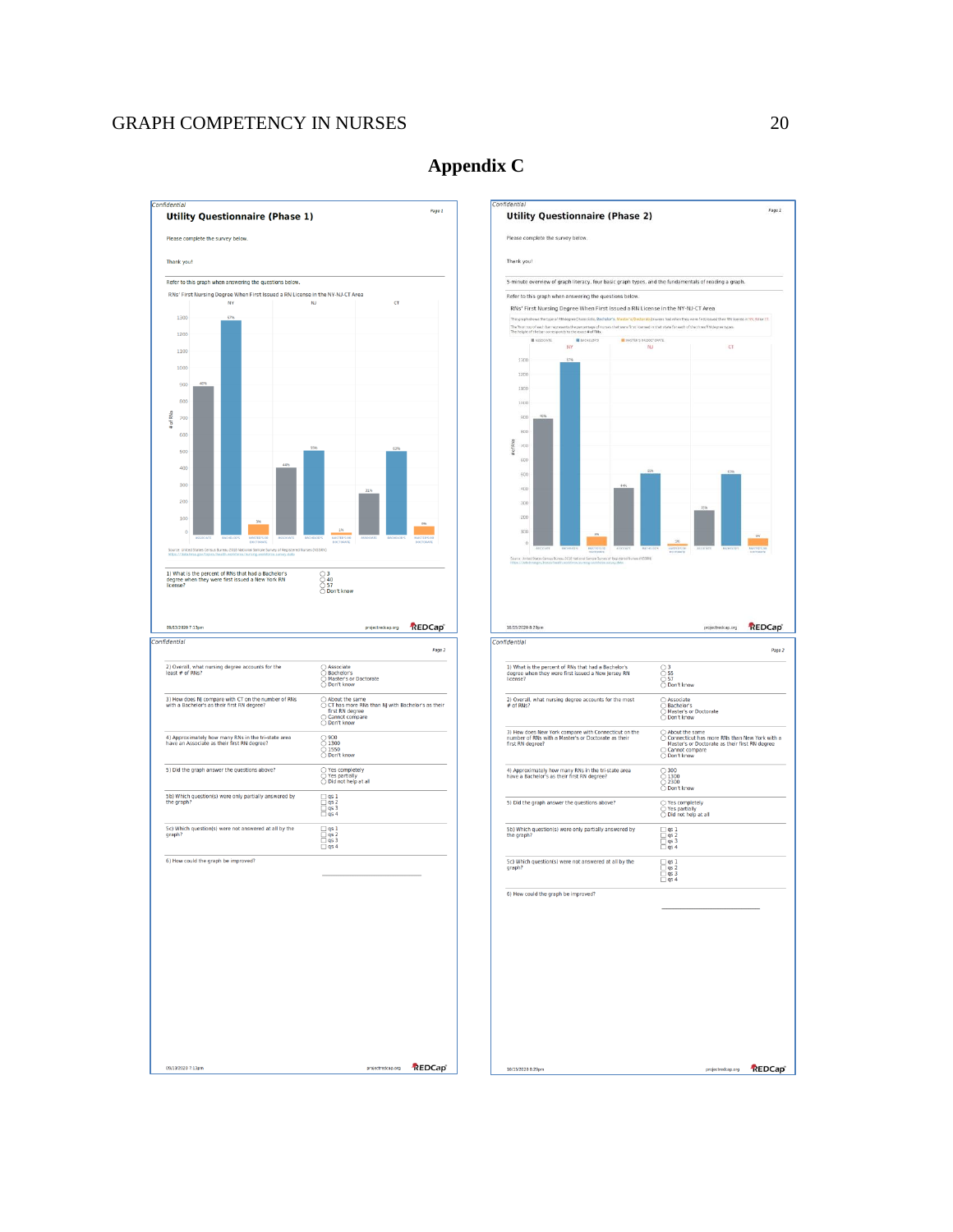# Appendix C

*Confidential*

## Utility Questionnaire (Phase 1)

Please complete the survey below.

Thank you!

Refer to this graph when answering the questions below.

RNs' First Nursing Degree When First Issued a RN License in the NY-NJ-CT Area

Source: United States Census Bureau 2018 National Sample Survey of Registered Nurses (NSSRN)

1) What is the percent of RNs that had a Bachelor's degree when they were first issued a New York RN license?
- 3
- 40
- 57
- Don't know

2) Overall, what nursing degree accounts for the least # of RNs?
- Associate
- Bachelor's
- Master's or Doctorate
- Don't know

3) How does NJ compare with CT on the number of RNs with a Bachelor's as their first RN degree?
- About the same
- CT has more RNs than NJ with Bachelor's as their first RN degree
- Cannot compare
- Don't know

4) Approximately how many RNs in the tri-state area have an Associate as their first RN degree?
- 900
- 1300
- 1550
- Don't know

5) Did the graph answer the questions above?
- Yes completely
- Yes partially
- Did not help at all

5b) Which question(s) were only partially answered by the graph?
- qs 1
- qs 2
- qs 3
- qs 4

5c) Which question(s) were not answered at all by the graph?
- qs 1
- qs 2
- qs 3
- qs 4

6) How could the graph be improved?

__________________

*Confidential*

## Utility Questionnaire (Phase 2)

Please complete the survey below.

Thank you!

5-minute overview of graph literacy, four basic graph types, and the fundamentals of reading a graph.

Refer to this graph when answering the questions below.

RNs' First Nursing Degree When First Issued a RN License in the NY-NJ-CT Area

Source: United States Census Bureau 2018 National Sample Survey of Registered Nurses (NSSRN)

1) What is the percent of RNs that had a Bachelor's degree when they were first issued a New Jersey RN license?
- 3
- 55
- 57
- Don't know

2) Overall, what nursing degree accounts for the most # of RNs?
- Associate
- Bachelor's
- Master's or Doctorate
- Don't know

3) How does New York compare with Connecticut on the number of RNs with a Master's or Doctorate as their first RN degree?
- About the same
- Connecticut has more RNs than New York with a Master's or Doctorate as their first RN degree
- Cannot compare
- Don't know

4) Approximately how many RNs in the tri-state area have a Bachelor's as their first RN degree?
- 300
- 1300
- 2300
- Don't know

5) Did the graph answer the questions above?
- Yes completely
- Yes partially
- Did not help at all

5b) Which question(s) were only partially answered by the graph?
- qs 1
- qs 2
- qs 3
- qs 4

5c) Which question(s) were not answered at all by the graph?
- qs 1
- qs 2
- qs 3
- qs 4

6) How could the graph be improved?

__________________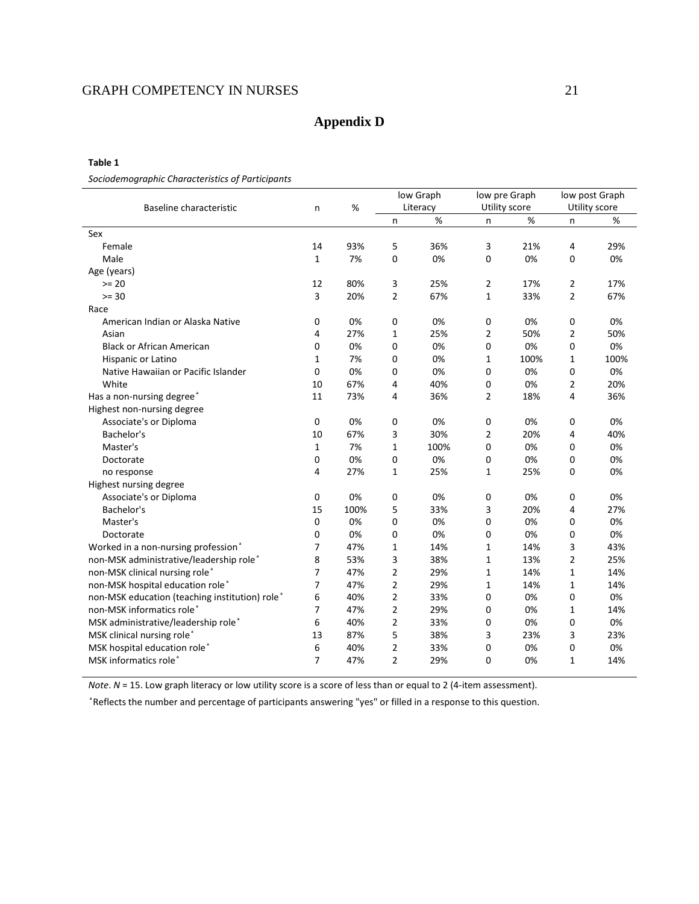# Appendix D

**Table 1**

*Sociodemographic Characteristics of Participants*

| Baseline characteristic | n | % | low Graph Literacy | | low pre Graph Utility score | | low post Graph Utility score | |
|---|---|---|---|---|---|---|---|---|
| | | | n | % | n | % | n | % |
| Sex | | | | | | | | |
| Female | 14 | 93% | 5 | 36% | 3 | 21% | 4 | 29% |
| Male | 1 | 7% | 0 | 0% | 0 | 0% | 0 | 0% |
| Age (years) | | | | | | | | |
| >= 20 | 12 | 80% | 3 | 25% | 2 | 17% | 2 | 17% |
| >= 30 | 3 | 20% | 2 | 67% | 1 | 33% | 2 | 67% |
| Race | | | | | | | | |
| American Indian or Alaska Native | 0 | 0% | 0 | 0% | 0 | 0% | 0 | 0% |
| Asian | 4 | 27% | 1 | 25% | 2 | 50% | 2 | 50% |
| Black or African American | 0 | 0% | 0 | 0% | 0 | 0% | 0 | 0% |
| Hispanic or Latino | 1 | 7% | 0 | 0% | 1 | 100% | 1 | 100% |
| Native Hawaiian or Pacific Islander | 0 | 0% | 0 | 0% | 0 | 0% | 0 | 0% |
| White | 10 | 67% | 4 | 40% | 0 | 0% | 2 | 20% |
| Has a non-nursing degree[a] | 11 | 73% | 4 | 36% | 2 | 18% | 4 | 36% |
| Highest non-nursing degree | | | | | | | | |
| Associate's or Diploma | 0 | 0% | 0 | 0% | 0 | 0% | 0 | 0% |
| Bachelor's | 10 | 67% | 3 | 30% | 2 | 20% | 4 | 40% |
| Master's | 1 | 7% | 1 | 100% | 0 | 0% | 0 | 0% |
| Doctorate | 0 | 0% | 0 | 0% | 0 | 0% | 0 | 0% |
| no response | 4 | 27% | 1 | 25% | 1 | 25% | 0 | 0% |
| Highest nursing degree | | | | | | | | |
| Associate's or Diploma | 0 | 0% | 0 | 0% | 0 | 0% | 0 | 0% |
| Bachelor's | 15 | 100% | 5 | 33% | 3 | 20% | 4 | 27% |
| Master's | 0 | 0% | 0 | 0% | 0 | 0% | 0 | 0% |
| Doctorate | 0 | 0% | 0 | 0% | 0 | 0% | 0 | 0% |
| Worked in a non-nursing profession[a] | 7 | 47% | 1 | 14% | 1 | 14% | 3 | 43% |
| non-MSK administrative/leadership role[a] | 8 | 53% | 3 | 38% | 1 | 13% | 2 | 25% |
| non-MSK clinical nursing role[a] | 7 | 47% | 2 | 29% | 1 | 14% | 1 | 14% |
| non-MSK hospital education role[a] | 7 | 47% | 2 | 29% | 1 | 14% | 1 | 14% |
| non-MSK education (teaching institution) role[a] | 6 | 40% | 2 | 33% | 0 | 0% | 0 | 0% |
| non-MSK informatics role[a] | 7 | 47% | 2 | 29% | 0 | 0% | 1 | 14% |
| MSK administrative/leadership role[a] | 6 | 40% | 2 | 33% | 0 | 0% | 0 | 0% |
| MSK clinical nursing role[a] | 13 | 87% | 5 | 38% | 3 | 23% | 3 | 23% |
| MSK hospital education role[a] | 6 | 40% | 2 | 33% | 0 | 0% | 0 | 0% |
| MSK informatics role[a] | 7 | 47% | 2 | 29% | 0 | 0% | 1 | 14% |

*Note*. *N* = 15. Low graph literacy or low utility score is a score of less than or equal to 2 (4-item assessment).

[a] Reflects the number and percentage of participants answering "yes" or filled in a response to this question.